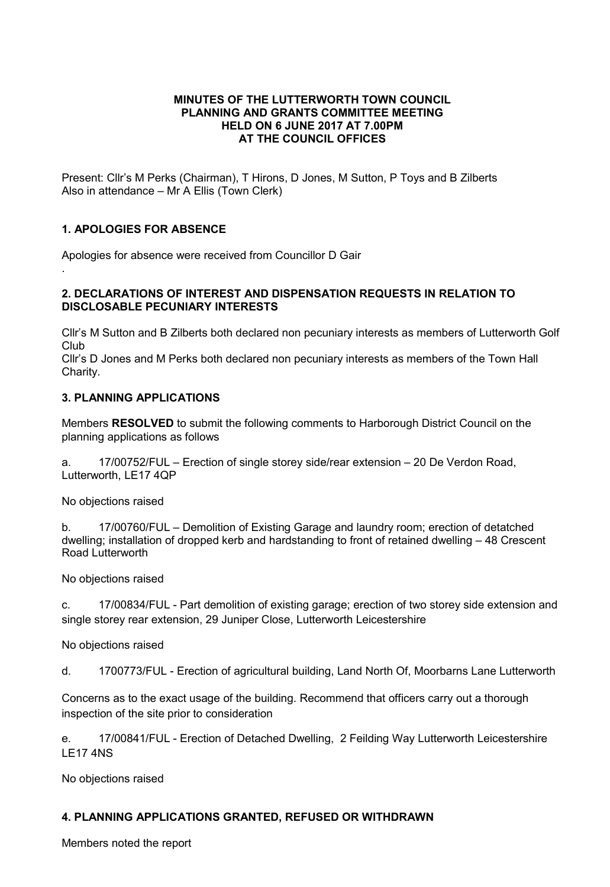**MINUTES OF THE LUTTERWORTH TOWN COUNCIL PLANNING AND GRANTS COMMITTEE MEETING HELD ON 6 JUNE 2017 AT 7.00PM AT THE COUNCIL OFFICES**

Present: Cllr's M Perks (Chairman), T Hirons, D Jones, M Sutton, P Toys and B Zilberts
Also in attendance – Mr A Ellis (Town Clerk)

## 1. APOLOGIES FOR ABSENCE

Apologies for absence were received from Councillor D Gair

.

## 2. DECLARATIONS OF INTEREST AND DISPENSATION REQUESTS IN RELATION TO DISCLOSABLE PECUNIARY INTERESTS

Cllr's M Sutton and B Zilberts both declared non pecuniary interests as members of Lutterworth Golf Club
Cllr's D Jones and M Perks both declared non pecuniary interests as members of the Town Hall Charity.

## 3. PLANNING APPLICATIONS

Members **RESOLVED** to submit the following comments to Harborough District Council on the planning applications as follows

a. 17/00752/FUL – Erection of single storey side/rear extension – 20 De Verdon Road, Lutterworth, LE17 4QP

No objections raised

b. 17/00760/FUL – Demolition of Existing Garage and laundry room; erection of detatched dwelling; installation of dropped kerb and hardstanding to front of retained dwelling – 48 Crescent Road Lutterworth

No objections raised

c. 17/00834/FUL - Part demolition of existing garage; erection of two storey side extension and single storey rear extension, 29 Juniper Close, Lutterworth Leicestershire

No objections raised

d. 1700773/FUL - Erection of agricultural building, Land North Of, Moorbarns Lane Lutterworth

Concerns as to the exact usage of the building. Recommend that officers carry out a thorough inspection of the site prior to consideration

e. 17/00841/FUL - Erection of Detached Dwelling, 2 Feilding Way Lutterworth Leicestershire LE17 4NS

No objections raised

## 4. PLANNING APPLICATIONS GRANTED, REFUSED OR WITHDRAWN

Members noted the report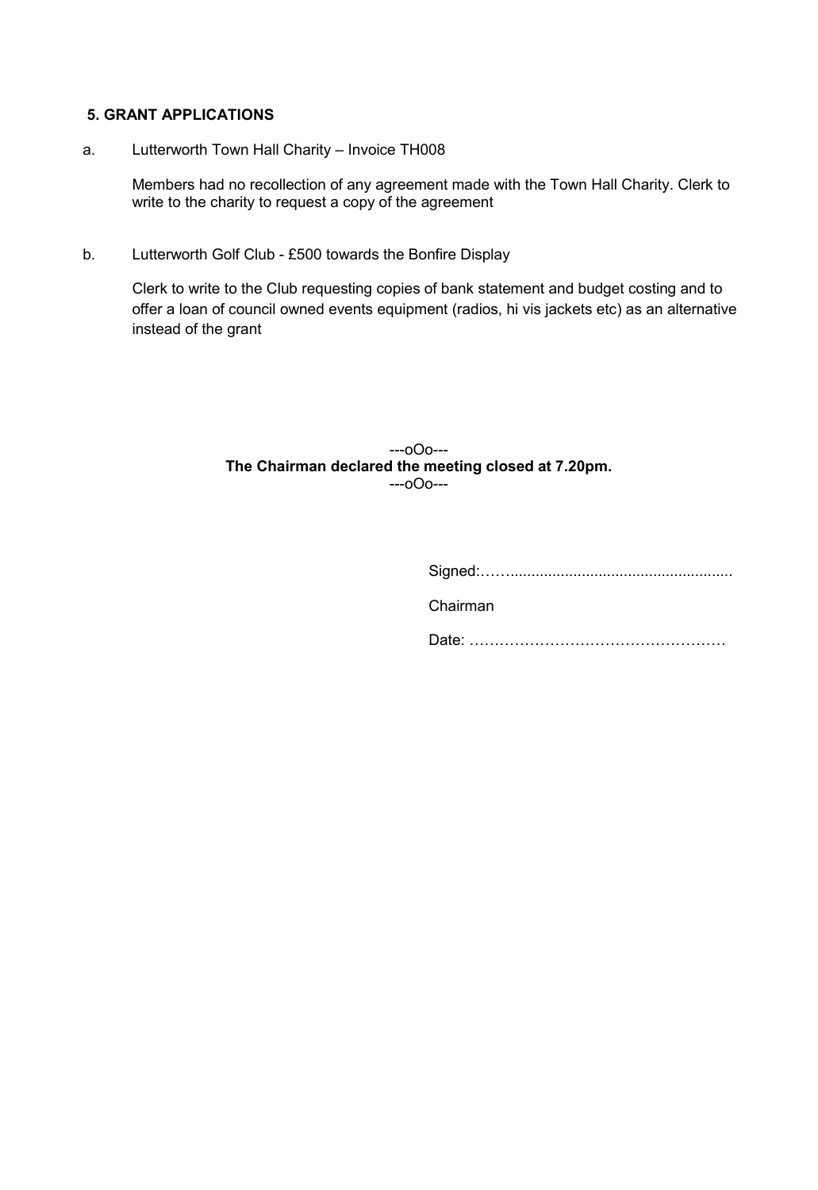## 5. GRANT APPLICATIONS

a. Lutterworth Town Hall Charity – Invoice TH008

Members had no recollection of any agreement made with the Town Hall Charity. Clerk to write to the charity to request a copy of the agreement

b. Lutterworth Golf Club - £500 towards the Bonfire Display

Clerk to write to the Club requesting copies of bank statement and budget costing and to offer a loan of council owned events equipment (radios, hi vis jackets etc) as an alternative instead of the grant

---oOo---

**The Chairman declared the meeting closed at 7.20pm.**

---oOo---

Signed:……......................................................

Chairman

Date: ……………………………………………